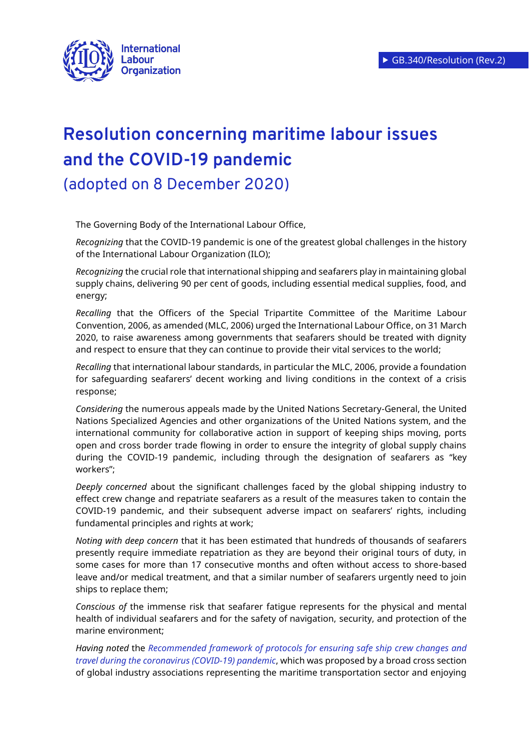GB.340/Resolution (Rev.2)

# Resolution concerning maritime labour issues and the COVID-19 pandemic

## (adopted on 8 December 2020)

The Governing Body of the International Labour Office,

*Recognizing* that the COVID-19 pandemic is one of the greatest global challenges in the history of the International Labour Organization (ILO);

*Recognizing* the crucial role that international shipping and seafarers play in maintaining global supply chains, delivering 90 per cent of goods, including essential medical supplies, food, and energy;

*Recalling* that the Officers of the Special Tripartite Committee of the Maritime Labour Convention, 2006, as amended (MLC, 2006) urged the International Labour Office, on 31 March 2020, to raise awareness among governments that seafarers should be treated with dignity and respect to ensure that they can continue to provide their vital services to the world;

*Recalling* that international labour standards, in particular the MLC, 2006, provide a foundation for safeguarding seafarers' decent working and living conditions in the context of a crisis response;

*Considering* the numerous appeals made by the United Nations Secretary-General, the United Nations Specialized Agencies and other organizations of the United Nations system, and the international community for collaborative action in support of keeping ships moving, ports open and cross border trade flowing in order to ensure the integrity of global supply chains during the COVID-19 pandemic, including through the designation of seafarers as "key workers";

*Deeply concerned* about the significant challenges faced by the global shipping industry to effect crew change and repatriate seafarers as a result of the measures taken to contain the COVID-19 pandemic, and their subsequent adverse impact on seafarers' rights, including fundamental principles and rights at work;

*Noting with deep concern* that it has been estimated that hundreds of thousands of seafarers presently require immediate repatriation as they are beyond their original tours of duty, in some cases for more than 17 consecutive months and often without access to shore-based leave and/or medical treatment, and that a similar number of seafarers urgently need to join ships to replace them;

*Conscious of* the immense risk that seafarer fatigue represents for the physical and mental health of individual seafarers and for the safety of navigation, security, and protection of the marine environment;

*Having noted* the *Recommended framework of protocols for ensuring safe ship crew changes and travel during the coronavirus (COVID-19) pandemic*, which was proposed by a broad cross section of global industry associations representing the maritime transportation sector and enjoying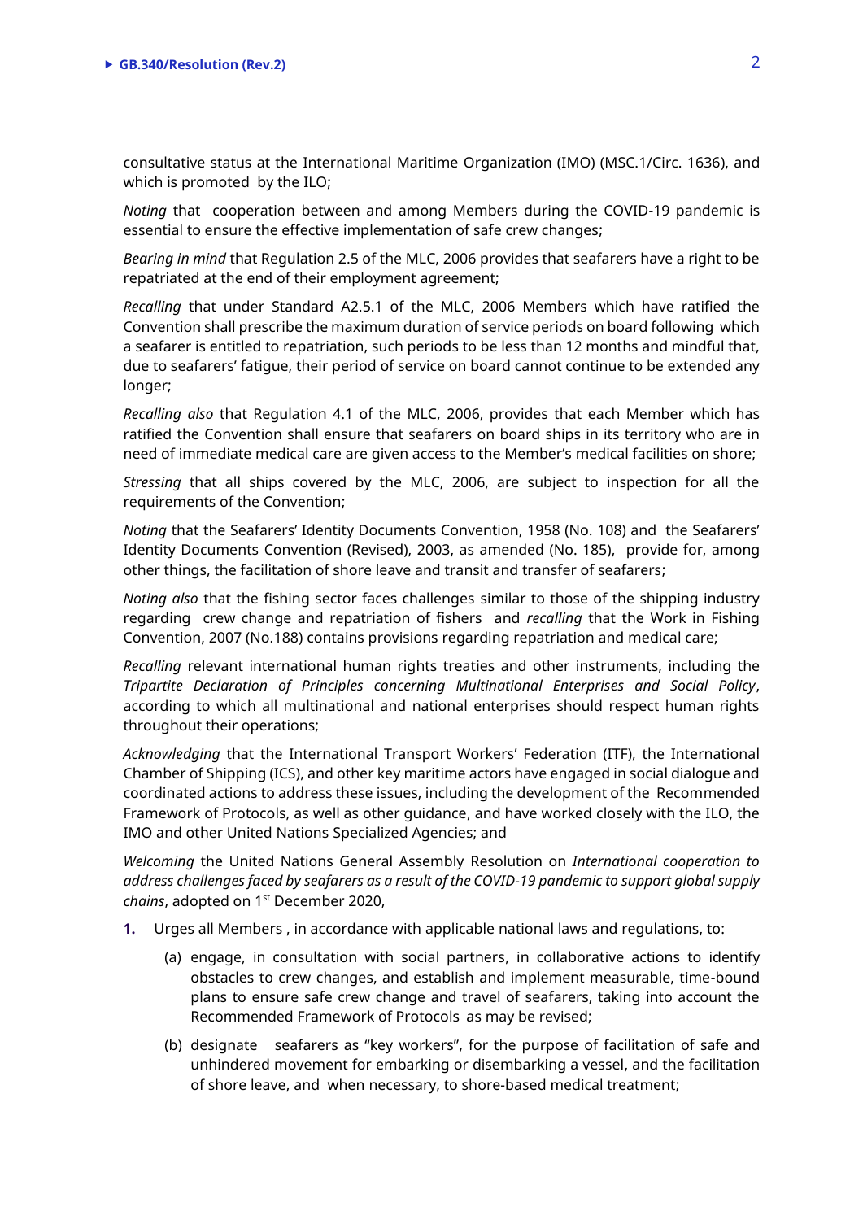consultative status at the International Maritime Organization (IMO) (MSC.1/Circ. 1636), and which is promoted by the ILO;

*Noting* that cooperation between and among Members during the COVID-19 pandemic is essential to ensure the effective implementation of safe crew changes;

*Bearing in mind* that Regulation 2.5 of the MLC, 2006 provides that seafarers have a right to be repatriated at the end of their employment agreement;

*Recalling* that under Standard A2.5.1 of the MLC, 2006 Members which have ratified the Convention shall prescribe the maximum duration of service periods on board following which a seafarer is entitled to repatriation, such periods to be less than 12 months and mindful that, due to seafarers' fatigue, their period of service on board cannot continue to be extended any longer;

*Recalling also* that Regulation 4.1 of the MLC, 2006, provides that each Member which has ratified the Convention shall ensure that seafarers on board ships in its territory who are in need of immediate medical care are given access to the Member's medical facilities on shore;

*Stressing* that all ships covered by the MLC, 2006, are subject to inspection for all the requirements of the Convention;

*Noting* that the Seafarers' Identity Documents Convention, 1958 (No. 108) and the Seafarers' Identity Documents Convention (Revised), 2003, as amended (No. 185), provide for, among other things, the facilitation of shore leave and transit and transfer of seafarers;

*Noting also* that the fishing sector faces challenges similar to those of the shipping industry regarding crew change and repatriation of fishers and *recalling* that the Work in Fishing Convention, 2007 (No.188) contains provisions regarding repatriation and medical care;

*Recalling* relevant international human rights treaties and other instruments, including the *Tripartite Declaration of Principles concerning Multinational Enterprises and Social Policy*, according to which all multinational and national enterprises should respect human rights throughout their operations;

*Acknowledging* that the International Transport Workers' Federation (ITF), the International Chamber of Shipping (ICS), and other key maritime actors have engaged in social dialogue and coordinated actions to address these issues, including the development of the Recommended Framework of Protocols, as well as other guidance, and have worked closely with the ILO, the IMO and other United Nations Specialized Agencies; and

*Welcoming* the United Nations General Assembly Resolution on *International cooperation to address challenges faced by seafarers as a result of the COVID-19 pandemic to support global supply chains*, adopted on 1st December 2020,

**1.** Urges all Members , in accordance with applicable national laws and regulations, to:

   (a) engage, in consultation with social partners, in collaborative actions to identify obstacles to crew changes, and establish and implement measurable, time-bound plans to ensure safe crew change and travel of seafarers, taking into account the Recommended Framework of Protocols as may be revised;

   (b) designate seafarers as "key workers", for the purpose of facilitation of safe and unhindered movement for embarking or disembarking a vessel, and the facilitation of shore leave, and when necessary, to shore-based medical treatment;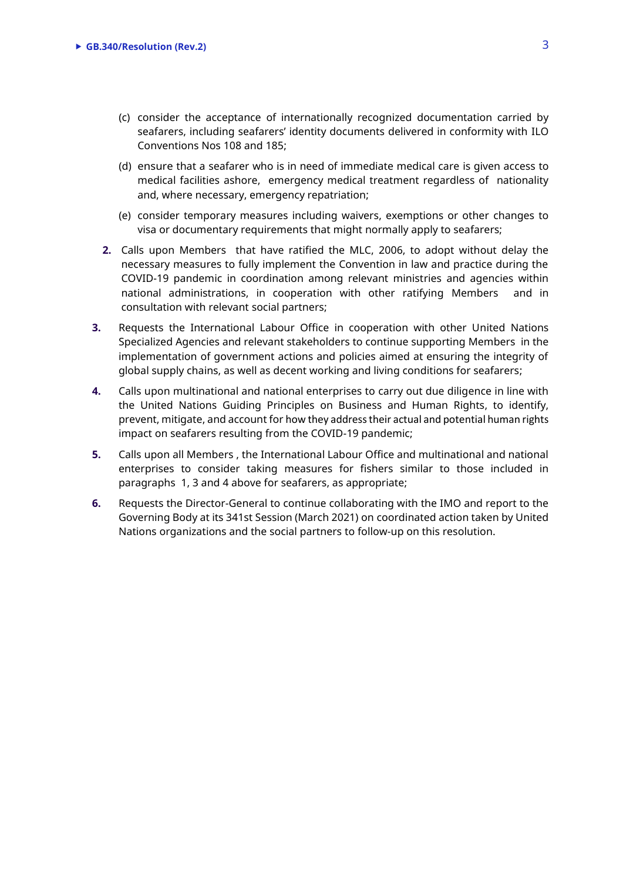(c) consider the acceptance of internationally recognized documentation carried by seafarers, including seafarers' identity documents delivered in conformity with ILO Conventions Nos 108 and 185;

(d) ensure that a seafarer who is in need of immediate medical care is given access to medical facilities ashore, emergency medical treatment regardless of nationality and, where necessary, emergency repatriation;

(e) consider temporary measures including waivers, exemptions or other changes to visa or documentary requirements that might normally apply to seafarers;

**2.** Calls upon Members that have ratified the MLC, 2006, to adopt without delay the necessary measures to fully implement the Convention in law and practice during the COVID-19 pandemic in coordination among relevant ministries and agencies within national administrations, in cooperation with other ratifying Members and in consultation with relevant social partners;

**3.** Requests the International Labour Office in cooperation with other United Nations Specialized Agencies and relevant stakeholders to continue supporting Members in the implementation of government actions and policies aimed at ensuring the integrity of global supply chains, as well as decent working and living conditions for seafarers;

**4.** Calls upon multinational and national enterprises to carry out due diligence in line with the United Nations Guiding Principles on Business and Human Rights, to identify, prevent, mitigate, and account for how they address their actual and potential human rights impact on seafarers resulting from the COVID-19 pandemic;

**5.** Calls upon all Members , the International Labour Office and multinational and national enterprises to consider taking measures for fishers similar to those included in paragraphs 1, 3 and 4 above for seafarers, as appropriate;

**6.** Requests the Director-General to continue collaborating with the IMO and report to the Governing Body at its 341st Session (March 2021) on coordinated action taken by United Nations organizations and the social partners to follow-up on this resolution.